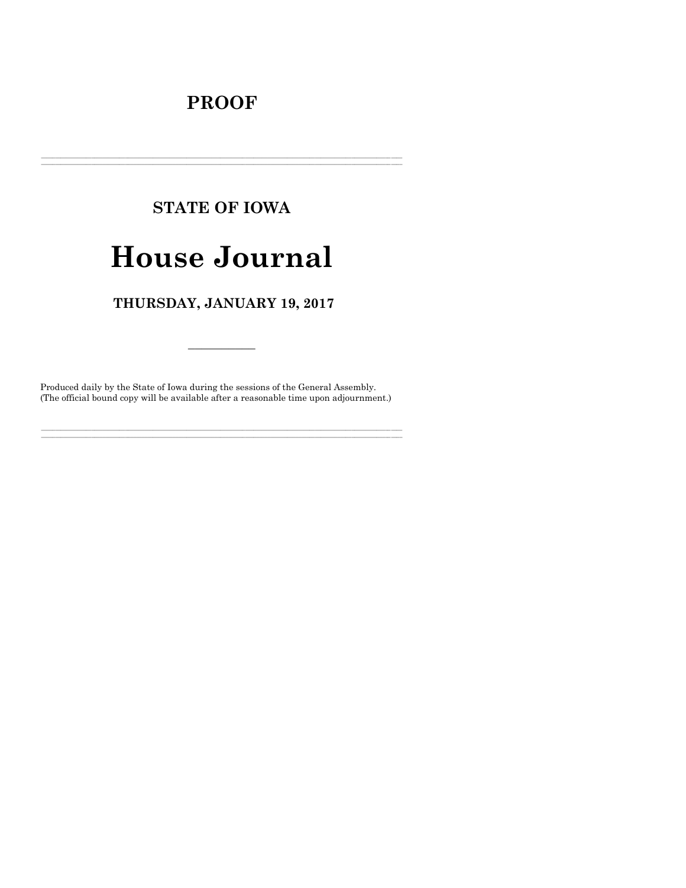# PROOF

---

## STATE OF IOWA

# House Journal

## THURSDAY, JANUARY 19, 2017

---

Produced daily by the State of Iowa during the sessions of the General Assembly.
(The official bound copy will be available after a reasonable time upon adjournment.)

---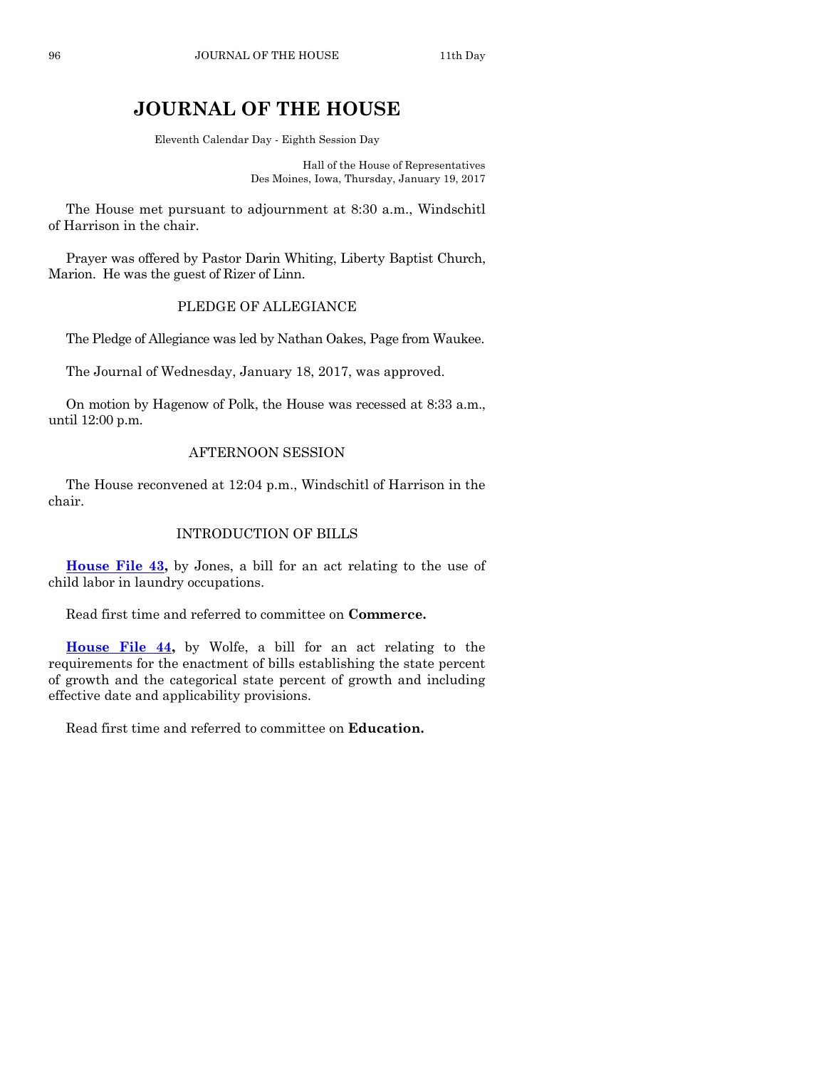# JOURNAL OF THE HOUSE

Eleventh Calendar Day - Eighth Session Day

Hall of the House of Representatives
Des Moines, Iowa, Thursday, January 19, 2017

The House met pursuant to adjournment at 8:30 a.m., Windschitl of Harrison in the chair.

Prayer was offered by Pastor Darin Whiting, Liberty Baptist Church, Marion. He was the guest of Rizer of Linn.

## PLEDGE OF ALLEGIANCE

The Pledge of Allegiance was led by Nathan Oakes, Page from Waukee.

The Journal of Wednesday, January 18, 2017, was approved.

On motion by Hagenow of Polk, the House was recessed at 8:33 a.m., until 12:00 p.m.

## AFTERNOON SESSION

The House reconvened at 12:04 p.m., Windschitl of Harrison in the chair.

## INTRODUCTION OF BILLS

**House File 43,** by Jones, a bill for an act relating to the use of child labor in laundry occupations.

Read first time and referred to committee on **Commerce.**

**House File 44,** by Wolfe, a bill for an act relating to the requirements for the enactment of bills establishing the state percent of growth and the categorical state percent of growth and including effective date and applicability provisions.

Read first time and referred to committee on **Education.**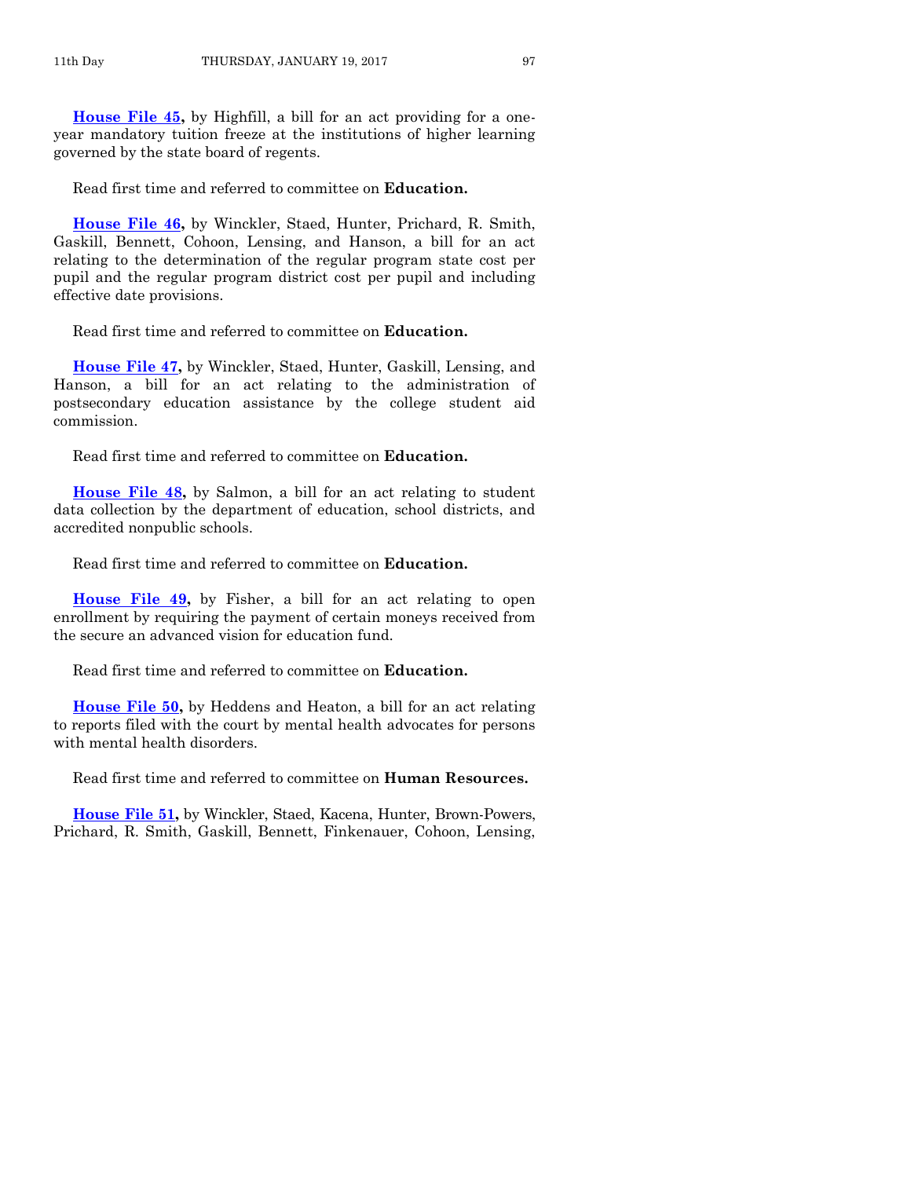**House File 45,** by Highfill, a bill for an act providing for a one-year mandatory tuition freeze at the institutions of higher learning governed by the state board of regents.

Read first time and referred to committee on **Education.**

**House File 46,** by Winckler, Staed, Hunter, Prichard, R. Smith, Gaskill, Bennett, Cohoon, Lensing, and Hanson, a bill for an act relating to the determination of the regular program state cost per pupil and the regular program district cost per pupil and including effective date provisions.

Read first time and referred to committee on **Education.**

**House File 47,** by Winckler, Staed, Hunter, Gaskill, Lensing, and Hanson, a bill for an act relating to the administration of postsecondary education assistance by the college student aid commission.

Read first time and referred to committee on **Education.**

**House File 48,** by Salmon, a bill for an act relating to student data collection by the department of education, school districts, and accredited nonpublic schools.

Read first time and referred to committee on **Education.**

**House File 49,** by Fisher, a bill for an act relating to open enrollment by requiring the payment of certain moneys received from the secure an advanced vision for education fund.

Read first time and referred to committee on **Education.**

**House File 50,** by Heddens and Heaton, a bill for an act relating to reports filed with the court by mental health advocates for persons with mental health disorders.

Read first time and referred to committee on **Human Resources.**

**House File 51,** by Winckler, Staed, Kacena, Hunter, Brown-Powers, Prichard, R. Smith, Gaskill, Bennett, Finkenauer, Cohoon, Lensing,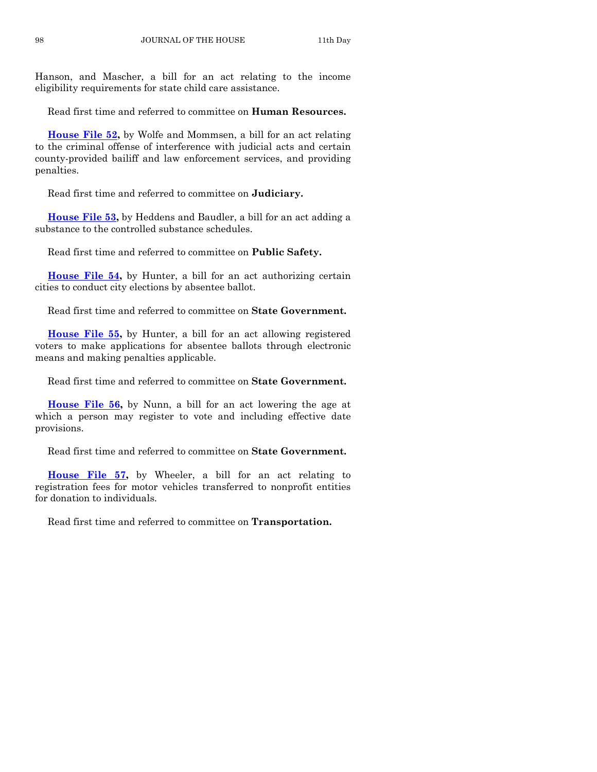Hanson, and Mascher, a bill for an act relating to the income eligibility requirements for state child care assistance.

Read first time and referred to committee on **Human Resources.**

**House File 52,** by Wolfe and Mommsen, a bill for an act relating to the criminal offense of interference with judicial acts and certain county-provided bailiff and law enforcement services, and providing penalties.

Read first time and referred to committee on **Judiciary.**

**House File 53,** by Heddens and Baudler, a bill for an act adding a substance to the controlled substance schedules.

Read first time and referred to committee on **Public Safety.**

**House File 54,** by Hunter, a bill for an act authorizing certain cities to conduct city elections by absentee ballot.

Read first time and referred to committee on **State Government.**

**House File 55,** by Hunter, a bill for an act allowing registered voters to make applications for absentee ballots through electronic means and making penalties applicable.

Read first time and referred to committee on **State Government.**

**House File 56,** by Nunn, a bill for an act lowering the age at which a person may register to vote and including effective date provisions.

Read first time and referred to committee on **State Government.**

**House File 57,** by Wheeler, a bill for an act relating to registration fees for motor vehicles transferred to nonprofit entities for donation to individuals.

Read first time and referred to committee on **Transportation.**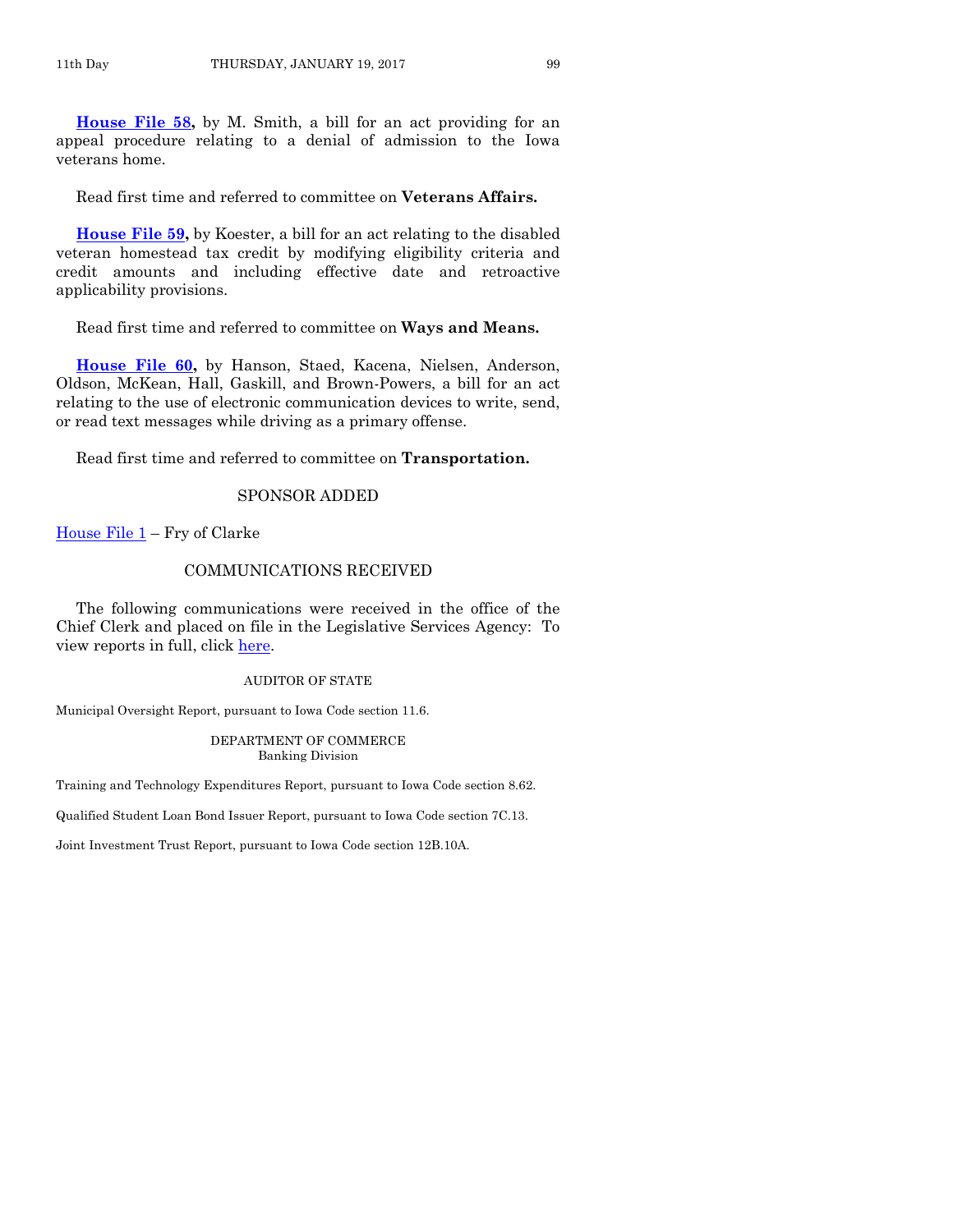**House File 58,** by M. Smith, a bill for an act providing for an appeal procedure relating to a denial of admission to the Iowa veterans home.

Read first time and referred to committee on **Veterans Affairs.**

**House File 59,** by Koester, a bill for an act relating to the disabled veteran homestead tax credit by modifying eligibility criteria and credit amounts and including effective date and retroactive applicability provisions.

Read first time and referred to committee on **Ways and Means.**

**House File 60,** by Hanson, Staed, Kacena, Nielsen, Anderson, Oldson, McKean, Hall, Gaskill, and Brown-Powers, a bill for an act relating to the use of electronic communication devices to write, send, or read text messages while driving as a primary offense.

Read first time and referred to committee on **Transportation.**

## SPONSOR ADDED

House File 1 – Fry of Clarke

## COMMUNICATIONS RECEIVED

The following communications were received in the office of the Chief Clerk and placed on file in the Legislative Services Agency: To view reports in full, click here.

### AUDITOR OF STATE

Municipal Oversight Report, pursuant to Iowa Code section 11.6.

### DEPARTMENT OF COMMERCE
Banking Division

Training and Technology Expenditures Report, pursuant to Iowa Code section 8.62.

Qualified Student Loan Bond Issuer Report, pursuant to Iowa Code section 7C.13.

Joint Investment Trust Report, pursuant to Iowa Code section 12B.10A.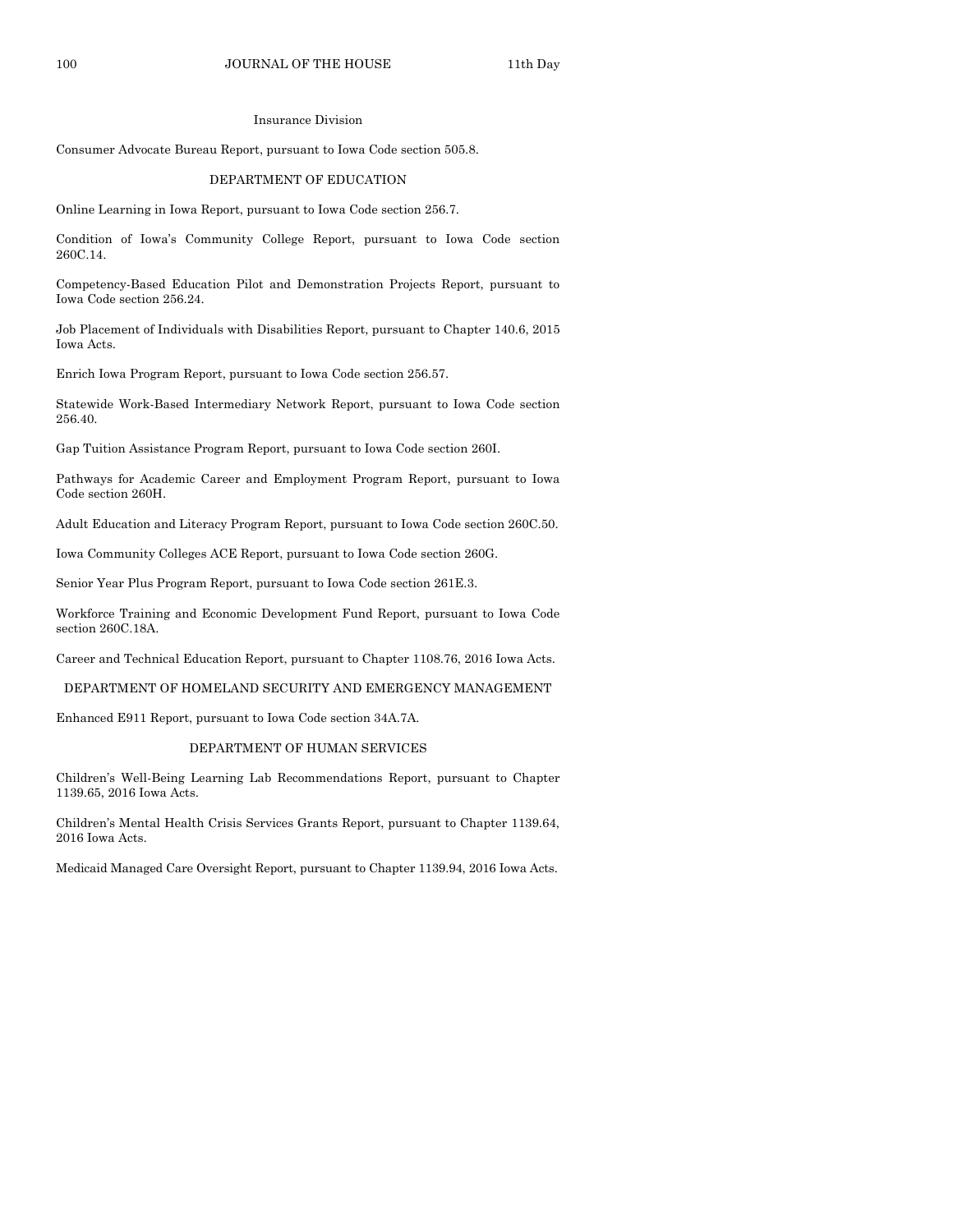### Insurance Division

Consumer Advocate Bureau Report, pursuant to Iowa Code section 505.8.

### DEPARTMENT OF EDUCATION

Online Learning in Iowa Report, pursuant to Iowa Code section 256.7.

Condition of Iowa's Community College Report, pursuant to Iowa Code section 260C.14.

Competency-Based Education Pilot and Demonstration Projects Report, pursuant to Iowa Code section 256.24.

Job Placement of Individuals with Disabilities Report, pursuant to Chapter 140.6, 2015 Iowa Acts.

Enrich Iowa Program Report, pursuant to Iowa Code section 256.57.

Statewide Work-Based Intermediary Network Report, pursuant to Iowa Code section 256.40.

Gap Tuition Assistance Program Report, pursuant to Iowa Code section 260I.

Pathways for Academic Career and Employment Program Report, pursuant to Iowa Code section 260H.

Adult Education and Literacy Program Report, pursuant to Iowa Code section 260C.50.

Iowa Community Colleges ACE Report, pursuant to Iowa Code section 260G.

Senior Year Plus Program Report, pursuant to Iowa Code section 261E.3.

Workforce Training and Economic Development Fund Report, pursuant to Iowa Code section 260C.18A.

Career and Technical Education Report, pursuant to Chapter 1108.76, 2016 Iowa Acts.

### DEPARTMENT OF HOMELAND SECURITY AND EMERGENCY MANAGEMENT

Enhanced E911 Report, pursuant to Iowa Code section 34A.7A.

### DEPARTMENT OF HUMAN SERVICES

Children's Well-Being Learning Lab Recommendations Report, pursuant to Chapter 1139.65, 2016 Iowa Acts.

Children's Mental Health Crisis Services Grants Report, pursuant to Chapter 1139.64, 2016 Iowa Acts.

Medicaid Managed Care Oversight Report, pursuant to Chapter 1139.94, 2016 Iowa Acts.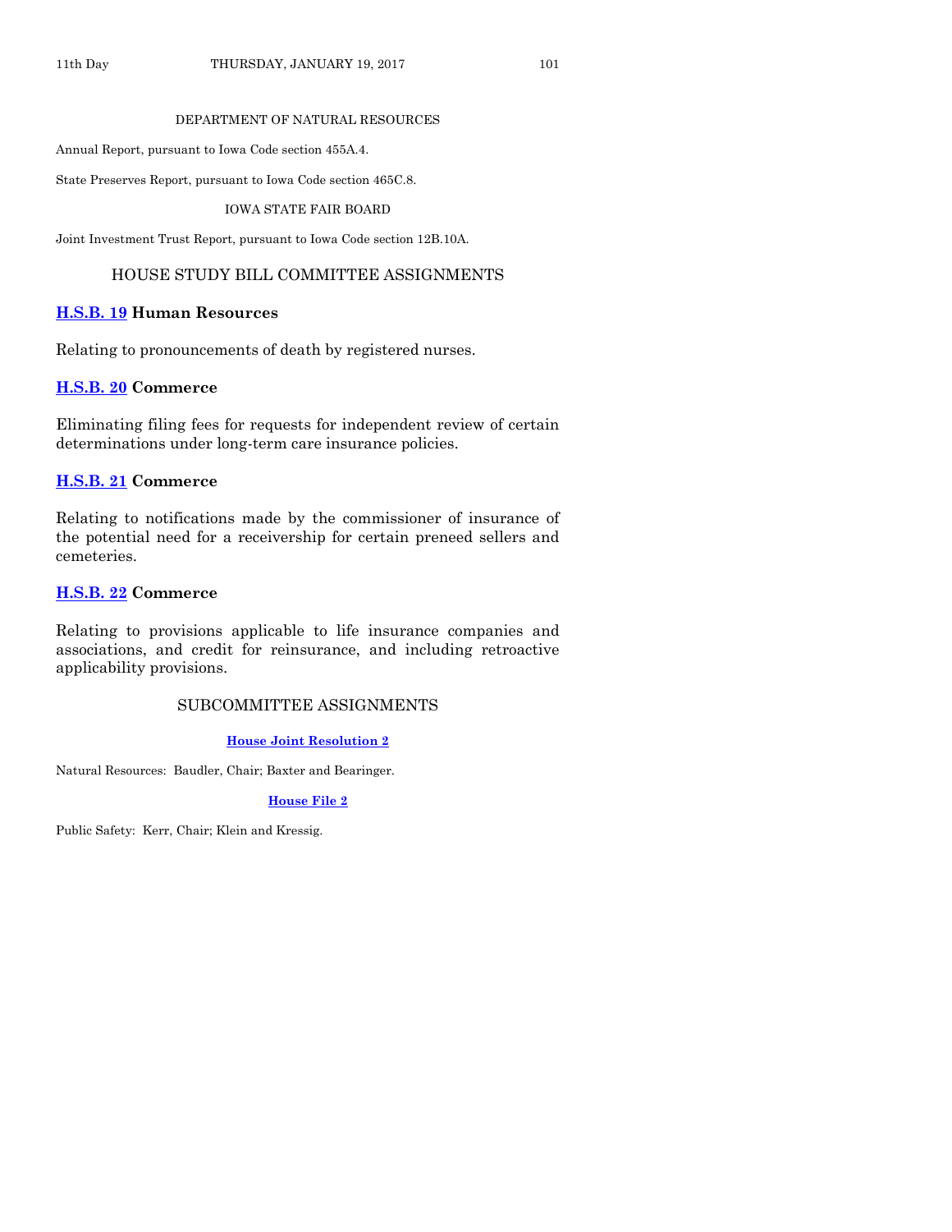DEPARTMENT OF NATURAL RESOURCES

Annual Report, pursuant to Iowa Code section 455A.4.

State Preserves Report, pursuant to Iowa Code section 465C.8.

IOWA STATE FAIR BOARD

Joint Investment Trust Report, pursuant to Iowa Code section 12B.10A.

## HOUSE STUDY BILL COMMITTEE ASSIGNMENTS

### H.S.B. 19 Human Resources

Relating to pronouncements of death by registered nurses.

### H.S.B. 20 Commerce

Eliminating filing fees for requests for independent review of certain determinations under long-term care insurance policies.

### H.S.B. 21 Commerce

Relating to notifications made by the commissioner of insurance of the potential need for a receivership for certain preneed sellers and cemeteries.

### H.S.B. 22 Commerce

Relating to provisions applicable to life insurance companies and associations, and credit for reinsurance, and including retroactive applicability provisions.

## SUBCOMMITTEE ASSIGNMENTS

**House Joint Resolution 2**

Natural Resources: Baudler, Chair; Baxter and Bearinger.

**House File 2**

Public Safety: Kerr, Chair; Klein and Kressig.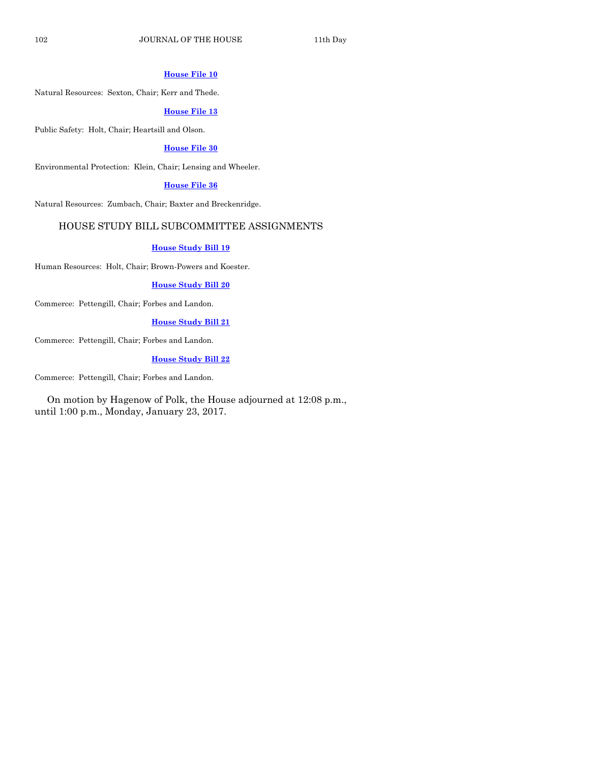**House File 10**

Natural Resources: Sexton, Chair; Kerr and Thede.

**House File 13**

Public Safety: Holt, Chair; Heartsill and Olson.

**House File 30**

Environmental Protection: Klein, Chair; Lensing and Wheeler.

**House File 36**

Natural Resources: Zumbach, Chair; Baxter and Breckenridge.

## HOUSE STUDY BILL SUBCOMMITTEE ASSIGNMENTS

**House Study Bill 19**

Human Resources: Holt, Chair; Brown-Powers and Koester.

**House Study Bill 20**

Commerce: Pettengill, Chair; Forbes and Landon.

**House Study Bill 21**

Commerce: Pettengill, Chair; Forbes and Landon.

**House Study Bill 22**

Commerce: Pettengill, Chair; Forbes and Landon.

On motion by Hagenow of Polk, the House adjourned at 12:08 p.m., until 1:00 p.m., Monday, January 23, 2017.